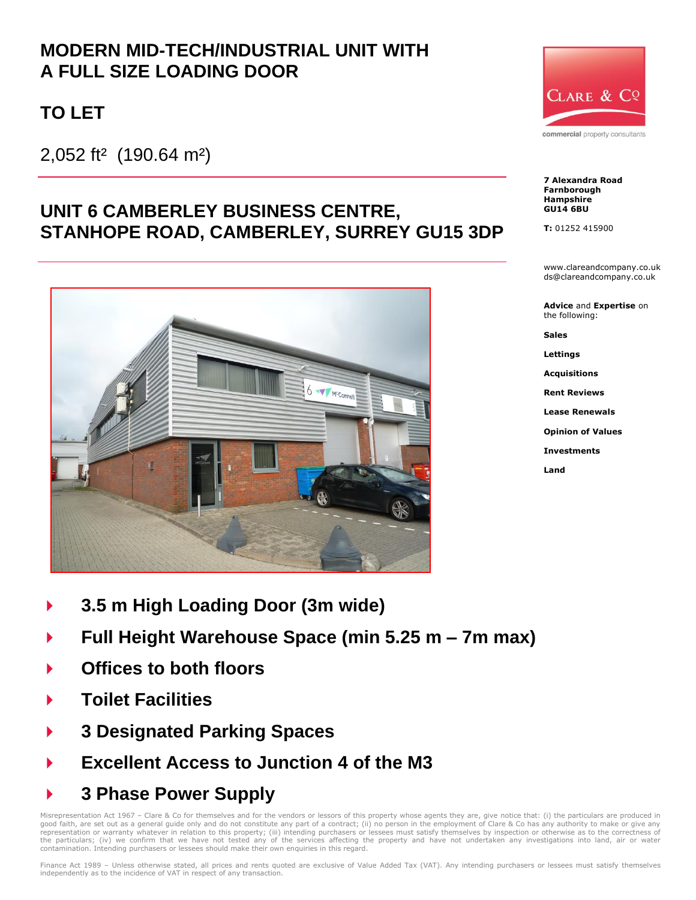# MODERN MID-TECH/INDUSTRIAL UNIT WITH A FULL SIZE LOADING DOOR

## TO LET

2,052 ft² (190.64 m²)

## UNIT 6 CAMBERLEY BUSINESS CENTRE, STANHOPE ROAD, CAMBERLEY, SURREY GU15 3DP

CLARE & CO
commercial property consultants

**7 Alexandra Road**
**Farnborough**
**Hampshire**
**GU14 6BU**

**T:** 01252 415900

www.clareandcompany.co.uk
ds@clareandcompany.co.uk

**Advice** and **Expertise** on the following:

**Sales**

**Lettings**

**Acquisitions**

**Rent Reviews**

**Lease Renewals**

**Opinion of Values**

**Investments**

**Land**

- **3.5 m High Loading Door (3m wide)**
- **Full Height Warehouse Space (min 5.25 m – 7m max)**
- **Offices to both floors**
- **Toilet Facilities**
- **3 Designated Parking Spaces**
- **Excellent Access to Junction 4 of the M3**
- **3 Phase Power Supply**

Misrepresentation Act 1967 – Clare & Co for themselves and for the vendors or lessors of this property whose agents they are, give notice that: (i) the particulars are produced in good faith, are set out as a general guide only and do not constitute any part of a contract; (ii) no person in the employment of Clare & Co has any authority to make or give any representation or warranty whatever in relation to this property; (iii) intending purchasers or lessees must satisfy themselves by inspection or otherwise as to the correctness of the particulars; (iv) we confirm that we have not tested any of the services affecting the property and have not undertaken any investigations into land, air or water contamination. Intending purchasers or lessees should make their own enquiries in this regard.

Finance Act 1989 – Unless otherwise stated, all prices and rents quoted are exclusive of Value Added Tax (VAT). Any intending purchasers or lessees must satisfy themselves independently as to the incidence of VAT in respect of any transaction.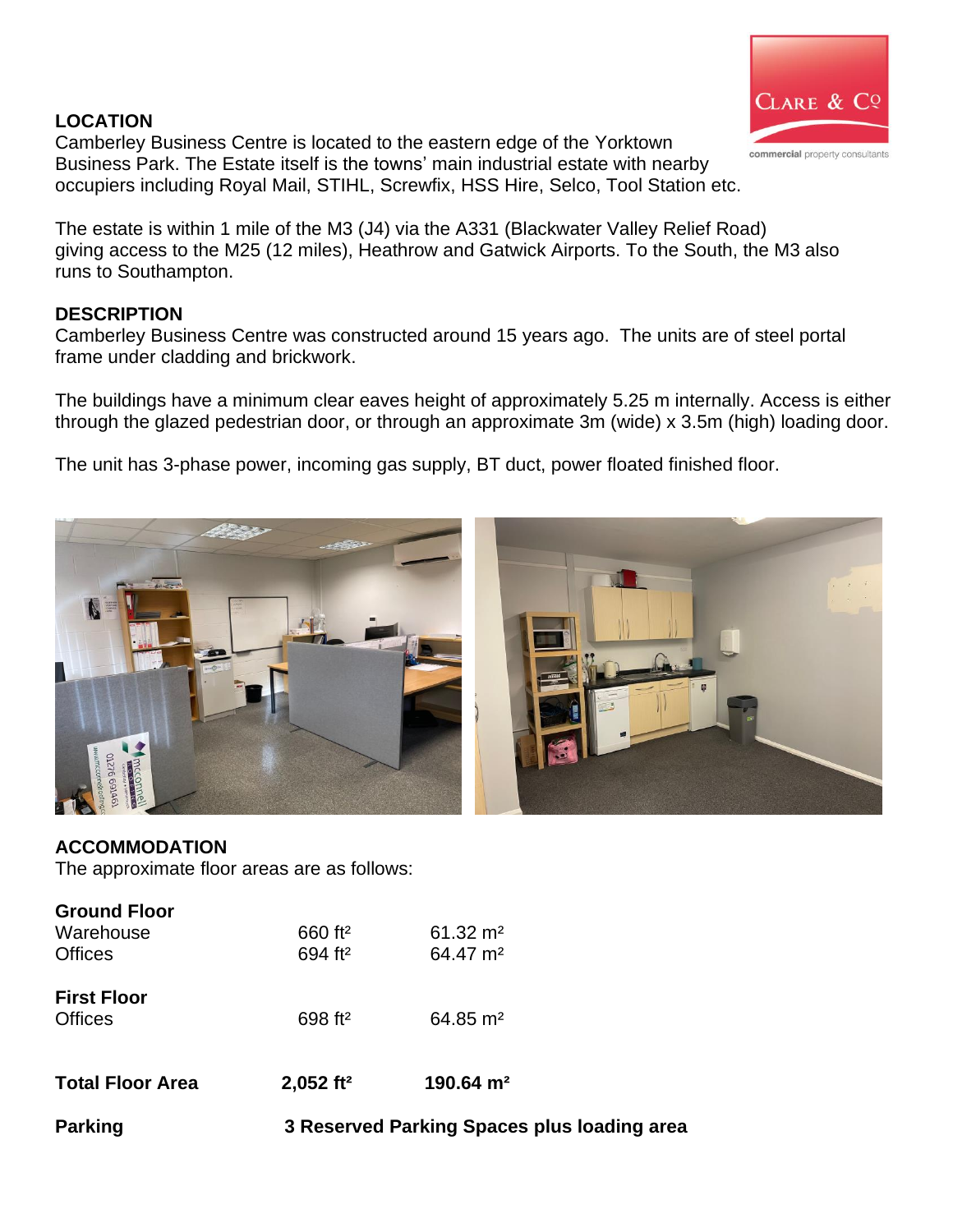## LOCATION

Camberley Business Centre is located to the eastern edge of the Yorktown Business Park. The Estate itself is the towns' main industrial estate with nearby occupiers including Royal Mail, STIHL, Screwfix, HSS Hire, Selco, Tool Station etc.

The estate is within 1 mile of the M3 (J4) via the A331 (Blackwater Valley Relief Road) giving access to the M25 (12 miles), Heathrow and Gatwick Airports. To the South, the M3 also runs to Southampton.

## DESCRIPTION

Camberley Business Centre was constructed around 15 years ago. The units are of steel portal frame under cladding and brickwork.

The buildings have a minimum clear eaves height of approximately 5.25 m internally. Access is either through the glazed pedestrian door, or through an approximate 3m (wide) x 3.5m (high) loading door.

The unit has 3-phase power, incoming gas supply, BT duct, power floated finished floor.

## ACCOMMODATION

The approximate floor areas are as follows:

| | | |
|---|---|---|
| **Ground Floor** | | |
| Warehouse | 660 ft² | 61.32 m² |
| Offices | 694 ft² | 64.47 m² |
| **First Floor** | | |
| Offices | 698 ft² | 64.85 m² |
| **Total Floor Area** | **2,052 ft²** | **190.64 m²** |
| **Parking** | **3 Reserved Parking Spaces plus loading area** | |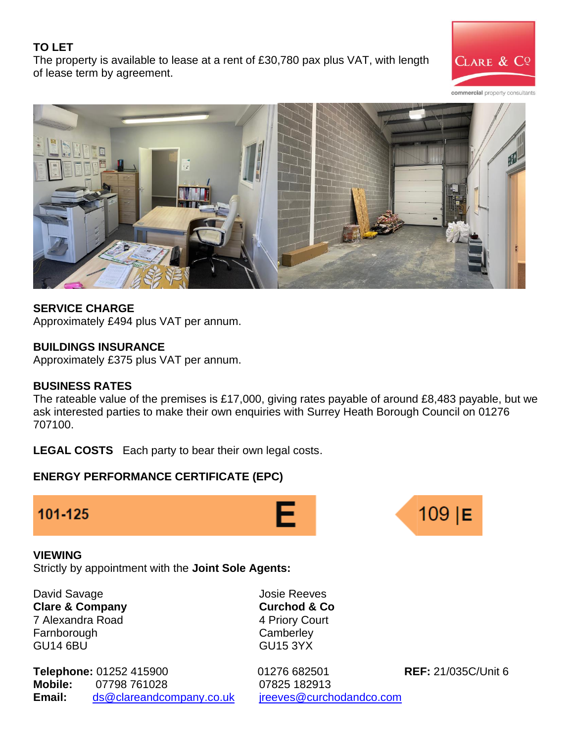## TO LET

The property is available to lease at a rent of £30,780 pax plus VAT, with length of lease term by agreement.

CLARE & CO

commercial property consultants

## SERVICE CHARGE

Approximately £494 plus VAT per annum.

## BUILDINGS INSURANCE

Approximately £375 plus VAT per annum.

## BUSINESS RATES

The rateable value of the premises is £17,000, giving rates payable of around £8,483 payable, but we ask interested parties to make their own enquiries with Surrey Heath Borough Council on 01276 707100.

**LEGAL COSTS** Each party to bear their own legal costs.

## ENERGY PERFORMANCE CERTIFICATE (EPC)

101-125 E

109 | E

## VIEWING

Strictly by appointment with the **Joint Sole Agents:**

David Savage
**Clare & Company**
7 Alexandra Road
Farnborough
GU14 6BU

**Telephone:** 01252 415900
**Mobile:** 07798 761028
**Email:** ds@clareandcompany.co.uk

Josie Reeves
**Curchod & Co**
4 Priory Court
Camberley
GU15 3YX

01276 682501
07825 182913
jreeves@curchodandco.com

**REF:** 21/035C/Unit 6